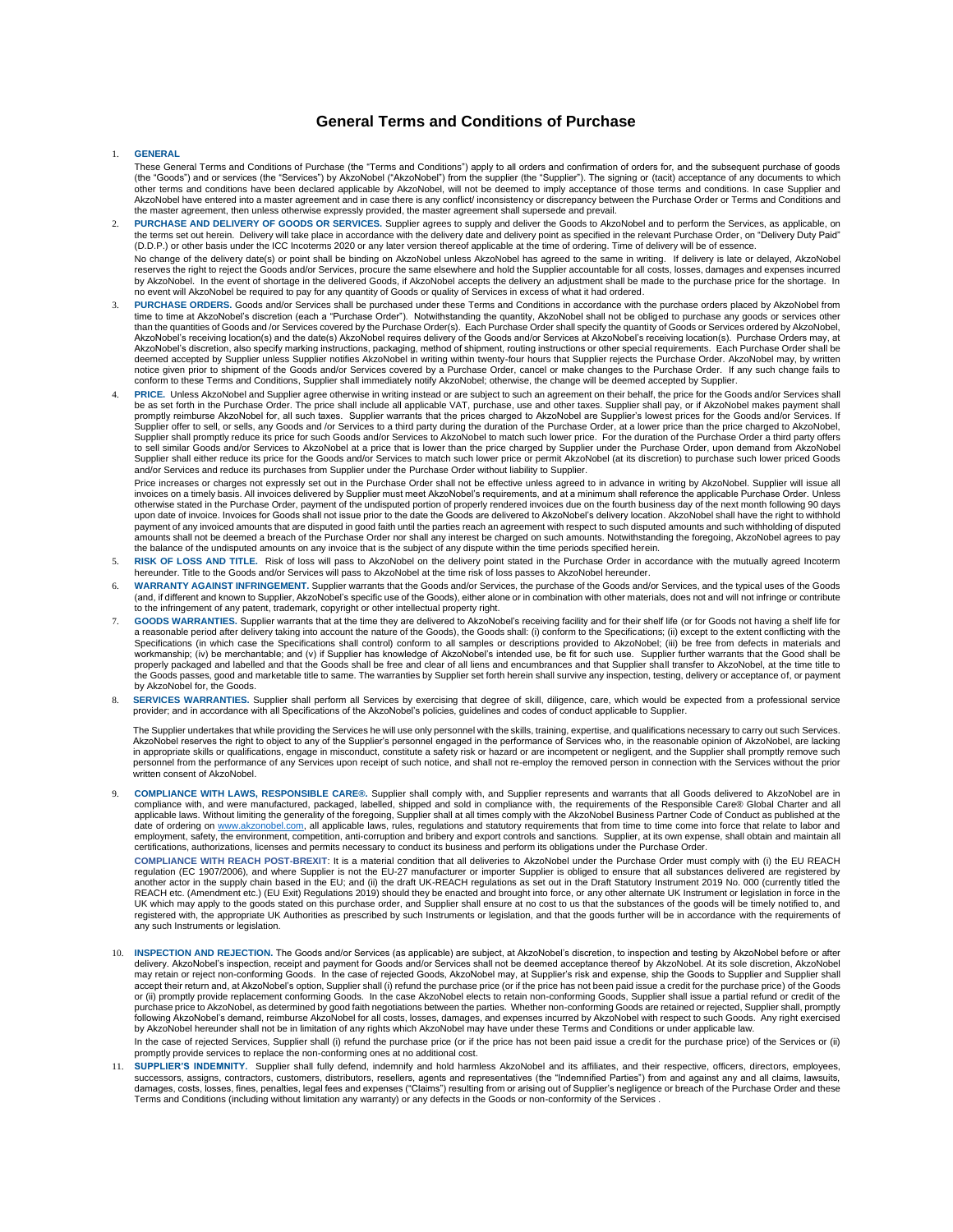# General Terms and Conditions of Purchase

1. **GENERAL**

   These General Terms and Conditions of Purchase (the "Terms and Conditions") apply to all orders and confirmation of orders for, and the subsequent purchase of goods (the "Goods") and or services (the "Services") by AkzoNobel ("AkzoNobel") from the supplier (the "Supplier"). The signing or (tacit) acceptance of any documents to which other terms and conditions have been declared applicable by AkzoNobel, will not be deemed to imply acceptance of those terms and conditions. In case Supplier and AkzoNobel have entered into a master agreement and in case there is any conflict/ inconsistency or discrepancy between the Purchase Order or Terms and Conditions and the master agreement, then unless otherwise expressly provided, the master agreement shall supersede and prevail.

2. **PURCHASE AND DELIVERY OF GOODS OR SERVICES.** Supplier agrees to supply and deliver the Goods to AkzoNobel and to perform the Services, as applicable, on the terms set out herein. Delivery will take place in accordance with the delivery date and delivery point as specified in the relevant Purchase Order, on "Delivery Duty Paid" (D.D.P.) or other basis under the ICC Incoterms 2020 or any later version thereof applicable at the time of ordering. Time of delivery will be of essence.

   No change of the delivery date(s) or point shall be binding on AkzoNobel unless AkzoNobel has agreed to the same in writing. If delivery is late or delayed, AkzoNobel reserves the right to reject the Goods and/or Services, procure the same elsewhere and hold the Supplier accountable for all costs, losses, damages and expenses incurred by AkzoNobel. In the event of shortage in the delivered Goods, if AkzoNobel accepts the delivery an adjustment shall be made to the purchase price for the shortage. In no event will AkzoNobel be required to pay for any quantity of Goods or quality of Services in excess of what it had ordered.

3. **PURCHASE ORDERS.** Goods and/or Services shall be purchased under these Terms and Conditions in accordance with the purchase orders placed by AkzoNobel from time to time at AkzoNobel's discretion (each a "Purchase Order"). Notwithstanding the quantity, AkzoNobel shall not be obliged to purchase any goods or services other than the quantities of Goods and /or Services covered by the Purchase Order(s). Each Purchase Order shall specify the quantity of Goods or Services ordered by AkzoNobel, AkzoNobel's receiving location(s) and the date(s) AkzoNobel requires delivery of the Goods and/or Services at AkzoNobel's receiving location(s). Purchase Orders may, at AkzoNobel's discretion, also specify marking instructions, packaging, method of shipment, routing instructions or other special requirements. Each Purchase Order shall be deemed accepted by Supplier unless Supplier notifies AkzoNobel in writing within twenty-four hours that Supplier rejects the Purchase Order. AkzoNobel may, by written notice given prior to shipment of the Goods and/or Services covered by a Purchase Order, cancel or make changes to the Purchase Order. If any such change fails to conform to these Terms and Conditions, Supplier shall immediately notify AkzoNobel; otherwise, the change will be deemed accepted by Supplier.

4. **PRICE.** Unless AkzoNobel and Supplier agree otherwise in writing instead or are subject to such an agreement on their behalf, the price for the Goods and/or Services shall be as set forth in the Purchase Order. The price shall include all applicable VAT, purchase, use and other taxes. Supplier shall pay, or if AkzoNobel makes payment shall promptly reimburse AkzoNobel for, all such taxes. Supplier warrants that the prices charged to AkzoNobel are Supplier's lowest prices for the Goods and/or Services. If Supplier offer to sell, or sells, any Goods and /or Services to a third party during the duration of the Purchase Order, at a lower price than the price charged to AkzoNobel, Supplier shall promptly reduce its price for such Goods and/or Services to AkzoNobel to match such lower price. For the duration of the Purchase Order a third party offers to sell similar Goods and/or Services to AkzoNobel at a price that is lower than the price charged by Supplier under the Purchase Order, upon demand from AkzoNobel Supplier shall either reduce its price for the Goods and/or Services to match such lower price or permit AkzoNobel (at its discretion) to purchase such lower priced Goods and/or Services and reduce its purchases from Supplier under the Purchase Order without liability to Supplier.

   Price increases or charges not expressly set out in the Purchase Order shall not be effective unless agreed to in advance in writing by AkzoNobel. Supplier will issue all invoices on a timely basis. All invoices delivered by Supplier must meet AkzoNobel's requirements, and at a minimum shall reference the applicable Purchase Order. Unless otherwise stated in the Purchase Order, payment of the undisputed portion of properly rendered invoices due on the fourth business day of the next month following 90 days upon date of invoice. Invoices for Goods shall not issue prior to the date the Goods are delivered to AkzoNobel's delivery location. AkzoNobel shall have the right to withhold payment of any invoiced amounts that are disputed in good faith until the parties reach an agreement with respect to such disputed amounts and such withholding of disputed amounts shall not be deemed a breach of the Purchase Order nor shall any interest be charged on such amounts. Notwithstanding the foregoing, AkzoNobel agrees to pay the balance of the undisputed amounts on any invoice that is the subject of any dispute within the time periods specified herein.

5. **RISK OF LOSS AND TITLE.** Risk of loss will pass to AkzoNobel on the delivery point stated in the Purchase Order in accordance with the mutually agreed Incoterm hereunder. Title to the Goods and/or Services will pass to AkzoNobel at the time risk of loss passes to AkzoNobel hereunder.

6. **WARRANTY AGAINST INFRINGEMENT.** Supplier warrants that the Goods and/or Services, the purchase of the Goods and/or Services, and the typical uses of the Goods (and, if different and known to Supplier, AkzoNobel's specific use of the Goods), either alone or in combination with other materials, does not and will not infringe or contribute to the infringement of any patent, trademark, copyright or other intellectual property right.

7. **GOODS WARRANTIES.** Supplier warrants that at the time they are delivered to AkzoNobel's receiving facility and for their shelf life (or for Goods not having a shelf life for a reasonable period after delivery taking into account the nature of the Goods), the Goods shall: (i) conform to the Specifications; (ii) except to the extent conflicting with the Specifications (in which case the Specifications shall control) conform to all samples or descriptions provided to AkzoNobel; (iii) be free from defects in materials and workmanship; (iv) be merchantable; and (v) if Supplier has knowledge of AkzoNobel's intended use, be fit for such use. Supplier further warrants that the Good shall be properly packaged and labelled and that the Goods shall be free and clear of all liens and encumbrances and that Supplier shall transfer to AkzoNobel, at the time title to the Goods passes, good and marketable title to same. The warranties by Supplier set forth herein shall survive any inspection, testing, delivery or acceptance of, or payment by AkzoNobel for, the Goods.

8. **SERVICES WARRANTIES.** Supplier shall perform all Services by exercising that degree of skill, diligence, care, which would be expected from a professional service provider; and in accordance with all Specifications of the AkzoNobel's policies, guidelines and codes of conduct applicable to Supplier.

   The Supplier undertakes that while providing the Services he will use only personnel with the skills, training, expertise, and qualifications necessary to carry out such Services. AkzoNobel reserves the right to object to any of the Supplier's personnel engaged in the performance of Services who, in the reasonable opinion of AkzoNobel, are lacking in appropriate skills or qualifications, engage in misconduct, constitute a safety risk or hazard or are incompetent or negligent, and the Supplier shall promptly remove such personnel from the performance of any Services upon receipt of such notice, and shall not re-employ the removed person in connection with the Services without the prior written consent of AkzoNobel.

9. **COMPLIANCE WITH LAWS, RESPONSIBLE CARE®.** Supplier shall comply with, and Supplier represents and warrants that all Goods delivered to AkzoNobel are in compliance with, and were manufactured, packaged, labelled, shipped and sold in compliance with, the requirements of the Responsible Care® Global Charter and all applicable laws. Without limiting the generality of the foregoing, Supplier shall at all times comply with the AkzoNobel Business Partner Code of Conduct as published at the date of ordering on www.akzonobel.com, all applicable laws, rules, regulations and statutory requirements that from time to time come into force that relate to labor and employment, safety, the environment, competition, anti-corruption and bribery and export controls and sanctions. Supplier, at its own expense, shall obtain and maintain all certifications, authorizations, licenses and permits necessary to conduct its business and perform its obligations under the Purchase Order.

   **COMPLIANCE WITH REACH POST-BREXIT**: It is a material condition that all deliveries to AkzoNobel under the Purchase Order must comply with (i) the EU REACH regulation (EC 1907/2006), and where Supplier is not the EU-27 manufacturer or importer Supplier is obliged to ensure that all substances delivered are registered by another actor in the supply chain based in the EU; and (ii) the draft UK-REACH regulations as set out in the Draft Statutory Instrument 2019 No. 000 (currently titled the REACH etc. (Amendment etc.) (EU Exit) Regulations 2019) should they be enacted and brought into force, or any other alternate UK Instrument or legislation in force in the UK which may apply to the goods stated on this purchase order, and Supplier shall ensure at no cost to us that the substances of the goods will be timely notified to, and registered with, the appropriate UK Authorities as prescribed by such Instruments or legislation, and that the goods further will be in accordance with the requirements of any such Instruments or legislation.

10. **INSPECTION AND REJECTION.** The Goods and/or Services (as applicable) are subject, at AkzoNobel's discretion, to inspection and testing by AkzoNobel before or after delivery. AkzoNobel's inspection, receipt and payment for Goods and/or Services shall not be deemed acceptance thereof by AkzoNobel. At its sole discretion, AkzoNobel may retain or reject non-conforming Goods. In the case of rejected Goods, AkzoNobel may, at Supplier's risk and expense, ship the Goods to Supplier and Supplier shall accept their return and, at AkzoNobel's option, Supplier shall (i) refund the purchase price (or if the price has not been paid issue a credit for the purchase price) of the Goods or (ii) promptly provide replacement conforming Goods. In the case AkzoNobel elects to retain non-conforming Goods, Supplier shall issue a partial refund or credit of the purchase price to AkzoNobel, as determined by good faith negotiations between the parties. Whether non-conforming Goods are retained or rejected, Supplier shall, promptly following AkzoNobel's demand, reimburse AkzoNobel for all costs, losses, damages, and expenses incurred by AkzoNobel with respect to such Goods. Any right exercised by AkzoNobel hereunder shall not be in limitation of any rights which AkzoNobel may have under these Terms and Conditions or under applicable law.

    In the case of rejected Services, Supplier shall (i) refund the purchase price (or if the price has not been paid issue a credit for the purchase price) of the Services or (ii) promptly provide services to replace the non-conforming ones at no additional cost.

11. **SUPPLIER'S INDEMNITY.** Supplier shall fully defend, indemnify and hold harmless AkzoNobel and its affiliates, and their respective, officers, directors, employees, successors, assigns, contractors, customers, distributors, resellers, agents and representatives (the "Indemnified Parties") from and against any and all claims, lawsuits, damages, costs, losses, fines, penalties, legal fees and expenses ("Claims") resulting from or arising out of Supplier's negligence or breach of the Purchase Order and these Terms and Conditions (including without limitation any warranty) or any defects in the Goods or non-conformity of the Services .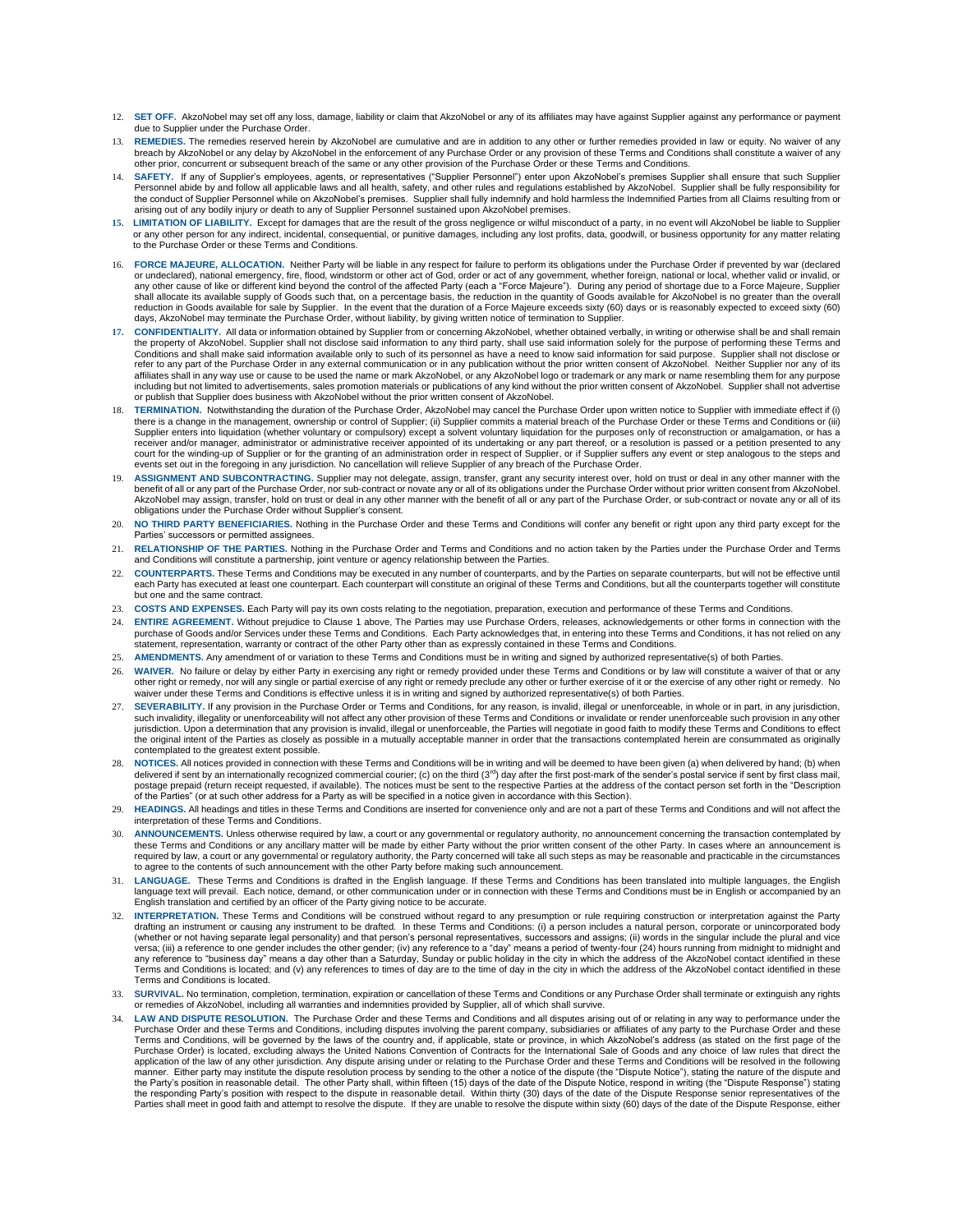12. **SET OFF.** AkzoNobel may set off any loss, damage, liability or claim that AkzoNobel or any of its affiliates may have against Supplier against any performance or payment due to Supplier under the Purchase Order.

13. **REMEDIES.** The remedies reserved herein by AkzoNobel are cumulative and are in addition to any other or further remedies provided in law or equity. No waiver of any breach by AkzoNobel or any delay by AkzoNobel in the enforcement of any Purchase Order or any provision of these Terms and Conditions shall constitute a waiver of any other prior, concurrent or subsequent breach of the same or any other provision of the Purchase Order or these Terms and Conditions.

14. **SAFETY.** If any of Supplier's employees, agents, or representatives ("Supplier Personnel") enter upon AkzoNobel's premises Supplier shall ensure that such Supplier Personnel abide by and follow all applicable laws and all health, safety, and other rules and regulations established by AkzoNobel. Supplier shall be fully responsibility for the conduct of Supplier Personnel while on AkzoNobel's premises. Supplier shall fully indemnify and hold harmless the Indemnified Parties from all Claims resulting from or arising out of any bodily injury or death to any of Supplier Personnel sustained upon AkzoNobel premises.

15. **LIMITATION OF LIABILITY.** Except for damages that are the result of the gross negligence or wilful misconduct of a party, in no event will AkzoNobel be liable to Supplier or any other person for any indirect, incidental, consequential, or punitive damages, including any lost profits, data, goodwill, or business opportunity for any matter relating to the Purchase Order or these Terms and Conditions.

16. **FORCE MAJEURE, ALLOCATION.** Neither Party will be liable in any respect for failure to perform its obligations under the Purchase Order if prevented by war (declared or undeclared), national emergency, fire, flood, windstorm or other act of God, order or act of any government, whether foreign, national or local, whether valid or invalid, or any other cause of like or different kind beyond the control of the affected Party (each a "Force Majeure"). During any period of shortage due to a Force Majeure, Supplier shall allocate its available supply of Goods such that, on a percentage basis, the reduction in the quantity of Goods available for AkzoNobel is no greater than the overall reduction in Goods available for sale by Supplier. In the event that the duration of a Force Majeure exceeds sixty (60) days or is reasonably expected to exceed sixty (60) days, AkzoNobel may terminate the Purchase Order, without liability, by giving written notice of termination to Supplier.

17. **CONFIDENTIALITY.** All data or information obtained by Supplier from or concerning AkzoNobel, whether obtained verbally, in writing or otherwise shall be and shall remain the property of AkzoNobel. Supplier shall not disclose said information to any third party, shall use said information solely for the purpose of performing these Terms and Conditions and shall make said information available only to such of its personnel as have a need to know said information for said purpose. Supplier shall not disclose or refer to any part of the Purchase Order in any external communication or in any publication without the prior written consent of AkzoNobel. Neither Supplier nor any of its affiliates shall in any way use or cause to be used the name or mark AkzoNobel, or any AkzoNobel logo or trademark or any mark or name resembling them for any purpose including but not limited to advertisements, sales promotion materials or publications of any kind without the prior written consent of AkzoNobel. Supplier shall not advertise or publish that Supplier does business with AkzoNobel without the prior written consent of AkzoNobel.

18. **TERMINATION.** Notwithstanding the duration of the Purchase Order, AkzoNobel may cancel the Purchase Order upon written notice to Supplier with immediate effect if (i) there is a change in the management, ownership or control of Supplier; (ii) Supplier commits a material breach of the Purchase Order or these Terms and Conditions or (iii) Supplier enters into liquidation (whether voluntary or compulsory) except a solvent voluntary liquidation for the purposes only of reconstruction or amalgamation, or has a receiver and/or manager, administrator or administrative receiver appointed of its undertaking or any part thereof, or a resolution is passed or a petition presented to any court for the winding-up of Supplier or for the granting of an administration order in respect of Supplier, or if Supplier suffers any event or step analogous to the steps and events set out in the foregoing in any jurisdiction. No cancellation will relieve Supplier of any breach of the Purchase Order.

19. **ASSIGNMENT AND SUBCONTRACTING.** Supplier may not delegate, assign, transfer, grant any security interest over, hold on trust or deal in any other manner with the benefit of all or any part of the Purchase Order, nor sub-contract or novate any or all of its obligations under the Purchase Order without prior written consent from AkzoNobel. AkzoNobel may assign, transfer, hold on trust or deal in any other manner with the benefit of all or any part of the Purchase Order, or sub-contract or novate any or all of its obligations under the Purchase Order without Supplier's consent.

20. **NO THIRD PARTY BENEFICIARIES.** Nothing in the Purchase Order and these Terms and Conditions will confer any benefit or right upon any third party except for the Parties' successors or permitted assignees.

21. **RELATIONSHIP OF THE PARTIES.** Nothing in the Purchase Order and Terms and Conditions and no action taken by the Parties under the Purchase Order and Terms and Conditions will constitute a partnership, joint venture or agency relationship between the Parties.

22. **COUNTERPARTS.** These Terms and Conditions may be executed in any number of counterparts, and by the Parties on separate counterparts, but will not be effective until each Party has executed at least one counterpart. Each counterpart will constitute an original of these Terms and Conditions, but all the counterparts together will constitute but one and the same contract.

23. **COSTS AND EXPENSES.** Each Party will pay its own costs relating to the negotiation, preparation, execution and performance of these Terms and Conditions.

24. **ENTIRE AGREEMENT.** Without prejudice to Clause 1 above, The Parties may use Purchase Orders, releases, acknowledgements or other forms in connection with the purchase of Goods and/or Services under these Terms and Conditions. Each Party acknowledges that, in entering into these Terms and Conditions, it has not relied on any statement, representation, warranty or contract of the other Party other than as expressly contained in these Terms and Conditions.

25. **AMENDMENTS.** Any amendment of or variation to these Terms and Conditions must be in writing and signed by authorized representative(s) of both Parties.

26. **WAIVER.** No failure or delay by either Party in exercising any right or remedy provided under these Terms and Conditions or by law will constitute a waiver of that or any other right or remedy, nor will any single or partial exercise of any right or remedy preclude any other or further exercise of it or the exercise of any other right or remedy. No waiver under these Terms and Conditions is effective unless it is in writing and signed by authorized representative(s) of both Parties.

27. **SEVERABILITY.** If any provision in the Purchase Order or Terms and Conditions, for any reason, is invalid, illegal or unenforceable, in whole or in part, in any jurisdiction, such invalidity, illegality or unenforceability will not affect any other provision of these Terms and Conditions or invalidate or render unenforceable such provision in any other jurisdiction. Upon a determination that any provision is invalid, illegal or unenforceable, the Parties will negotiate in good faith to modify these Terms and Conditions to effect the original intent of the Parties as closely as possible in a mutually acceptable manner in order that the transactions contemplated herein are consummated as originally contemplated to the greatest extent possible.

28. **NOTICES.** All notices provided in connection with these Terms and Conditions will be in writing and will be deemed to have been given (a) when delivered by hand; (b) when delivered if sent by an internationally recognized commercial courier; (c) on the third (3rd) day after the first post-mark of the sender's postal service if sent by first class mail, postage prepaid (return receipt requested, if available). The notices must be sent to the respective Parties at the address of the contact person set forth in the "Description of the Parties" (or at such other address for a Party as will be specified in a notice given in accordance with this Section).

29. **HEADINGS.** All headings and titles in these Terms and Conditions are inserted for convenience only and are not a part of these Terms and Conditions and will not affect the interpretation of these Terms and Conditions.

30. **ANNOUNCEMENTS.** Unless otherwise required by law, a court or any governmental or regulatory authority, no announcement concerning the transaction contemplated by these Terms and Conditions or any ancillary matter will be made by either Party without the prior written consent of the other Party. In cases where an announcement is required by law, a court or any governmental or regulatory authority, the Party concerned will take all such steps as may be reasonable and practicable in the circumstances to agree to the contents of such announcement with the other Party before making such announcement.

31. **LANGUAGE.** These Terms and Conditions is drafted in the English language. If these Terms and Conditions has been translated into multiple languages, the English language text will prevail. Each notice, demand, or other communication under or in connection with these Terms and Conditions must be in English or accompanied by an English translation and certified by an officer of the Party giving notice to be accurate.

32. **INTERPRETATION.** These Terms and Conditions will be construed without regard to any presumption or rule requiring construction or interpretation against the Party drafting an instrument or causing any instrument to be drafted. In these Terms and Conditions: (i) a person includes a natural person, corporate or unincorporated body (whether or not having separate legal personality) and that person's personal representatives, successors and assigns; (ii) words in the singular include the plural and vice versa; (iii) a reference to one gender includes the other gender; (iv) any reference to a "day" means a period of twenty-four (24) hours running from midnight to midnight and any reference to "business day" means a day other than a Saturday, Sunday or public holiday in the city in which the address of the AkzoNobel contact identified in these Terms and Conditions is located; and (v) any references to times of day are to the time of day in the city in which the address of the AkzoNobel contact identified in these Terms and Conditions is located.

33. **SURVIVAL.** No termination, completion, termination, expiration or cancellation of these Terms and Conditions or any Purchase Order shall terminate or extinguish any rights or remedies of AkzoNobel, including all warranties and indemnities provided by Supplier, all of which shall survive.

34. **LAW AND DISPUTE RESOLUTION.** The Purchase Order and these Terms and Conditions and all disputes arising out of or relating in any way to performance under the Purchase Order and these Terms and Conditions, including disputes involving the parent company, subsidiaries or affiliates of any party to the Purchase Order and these Terms and Conditions, will be governed by the laws of the country and, if applicable, state or province, in which AkzoNobel's address (as stated on the first page of the Purchase Order) is located, excluding always the United Nations Convention of Contracts for the International Sale of Goods and any choice of law rules that direct the application of the law of any other jurisdiction. Any dispute arising under or relating to the Purchase Order and these Terms and Conditions will be resolved in the following manner. Either party may institute the dispute resolution process by sending to the other a notice of the dispute (the "Dispute Notice"), stating the nature of the dispute and the Party's position in reasonable detail. The other Party shall, within fifteen (15) days of the date of the Dispute Notice, respond in writing (the "Dispute Response") stating the responding Party's position with respect to the dispute in reasonable detail. Within thirty (30) days of the date of the Dispute Response senior representatives of the Parties shall meet in good faith and attempt to resolve the dispute. If they are unable to resolve the dispute within sixty (60) days of the date of the Dispute Response, either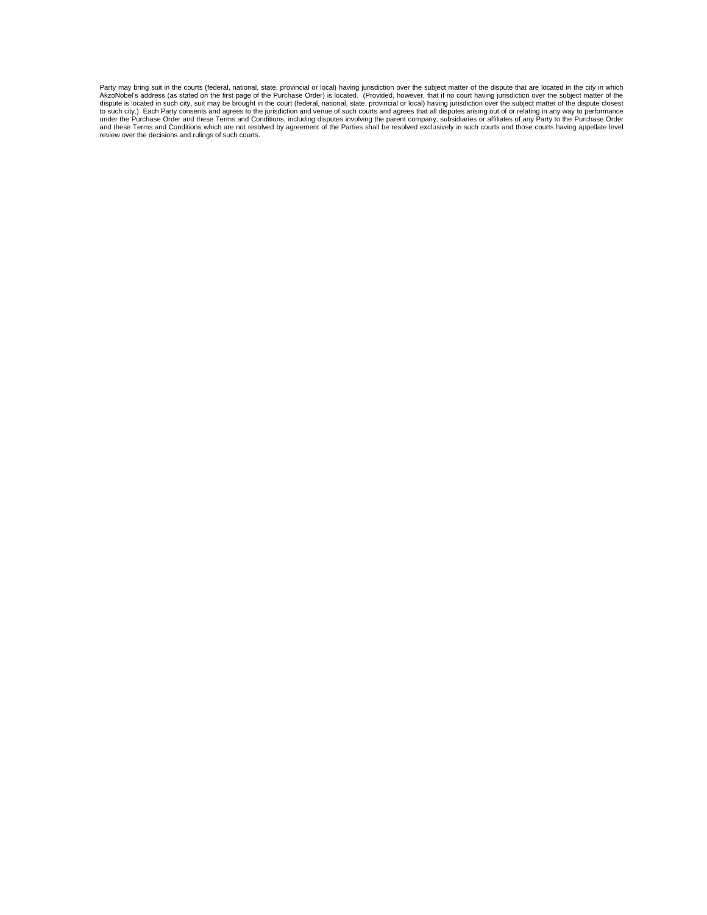Party may bring suit in the courts (federal, national, state, provincial or local) having jurisdiction over the subject matter of the dispute that are located in the city in which AkzoNobel's address (as stated on the first page of the Purchase Order) is located. (Provided, however, that if no court having jurisdiction over the subject matter of the dispute is located in such city, suit may be brought in the court (federal, national, state, provincial or local) having jurisdiction over the subject matter of the dispute closest to such city.) Each Party consents and agrees to the jurisdiction and venue of such courts and agrees that all disputes arising out of or relating in any way to performance under the Purchase Order and these Terms and Conditions, including disputes involving the parent company, subsidiaries or affiliates of any Party to the Purchase Order and these Terms and Conditions which are not resolved by agreement of the Parties shall be resolved exclusively in such courts and those courts having appellate level review over the decisions and rulings of such courts.